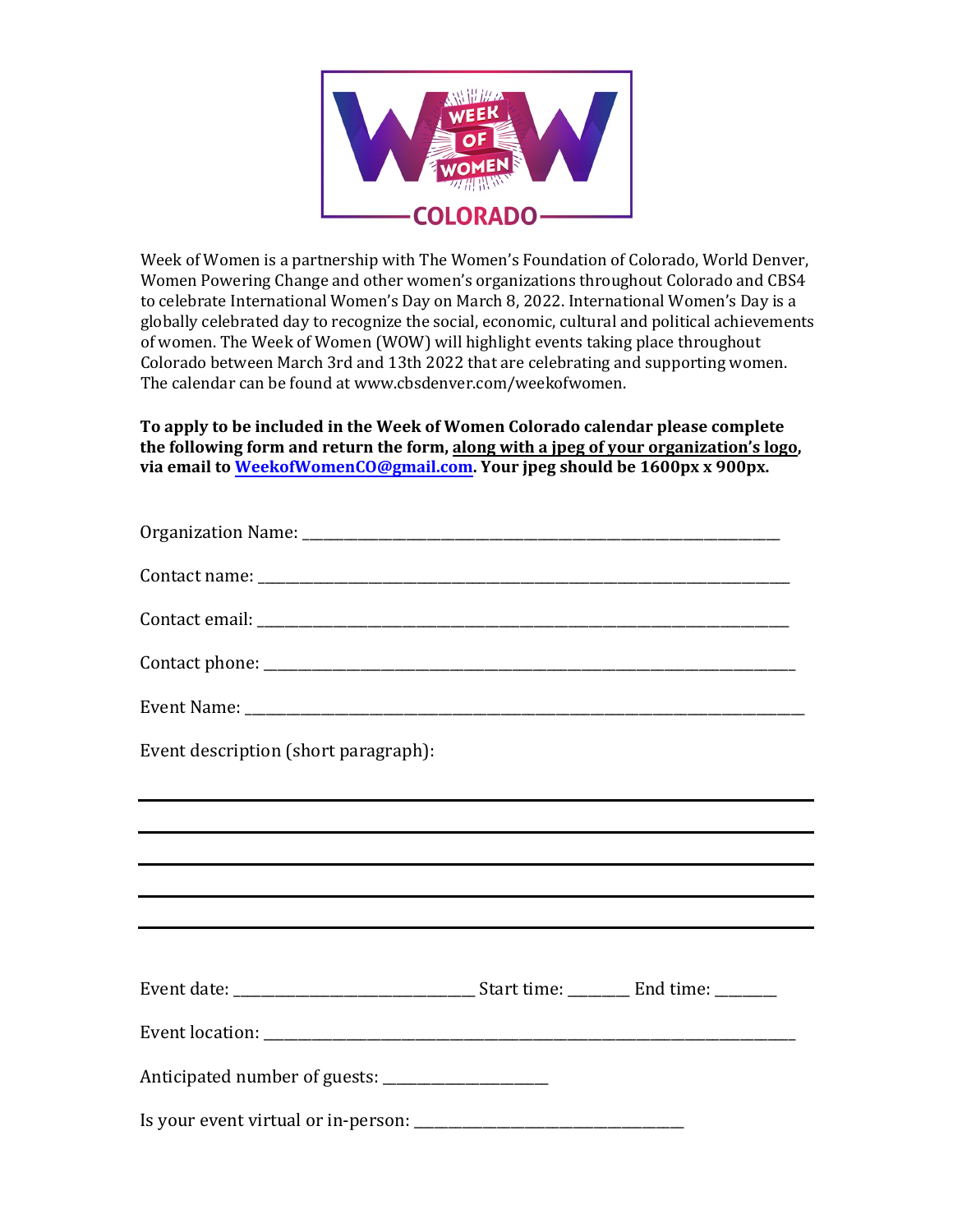# WEEK OF WOMEN COLORADO

Week of Women is a partnership with The Women's Foundation of Colorado, World Denver, Women Powering Change and other women's organizations throughout Colorado and CBS4 to celebrate International Women's Day on March 8, 2022. International Women's Day is a globally celebrated day to recognize the social, economic, cultural and political achievements of women. The Week of Women (WOW) will highlight events taking place throughout Colorado between March 3rd and 13th 2022 that are celebrating and supporting women. The calendar can be found at www.cbsdenver.com/weekofwomen.

**To apply to be included in the Week of Women Colorado calendar please complete the following form and return the form, <u>along with a jpeg of your organization's logo</u>, via email to <u>WeekofWomenCO@gmail.com</u>. Your jpeg should be 1600px x 900px.**

Organization Name: ______________________________________________________________

Contact name: ______________________________________________________________

Contact email: ______________________________________________________________

Contact phone: ______________________________________________________________

Event Name: ______________________________________________________________

Event description (short paragraph):

______________________________________________________________

______________________________________________________________

______________________________________________________________

______________________________________________________________

______________________________________________________________

Event date: ___________________________ Start time: _______ End time: _______

Event location: ______________________________________________________________

Anticipated number of guests: ____________________

Is your event virtual or in-person: ________________________________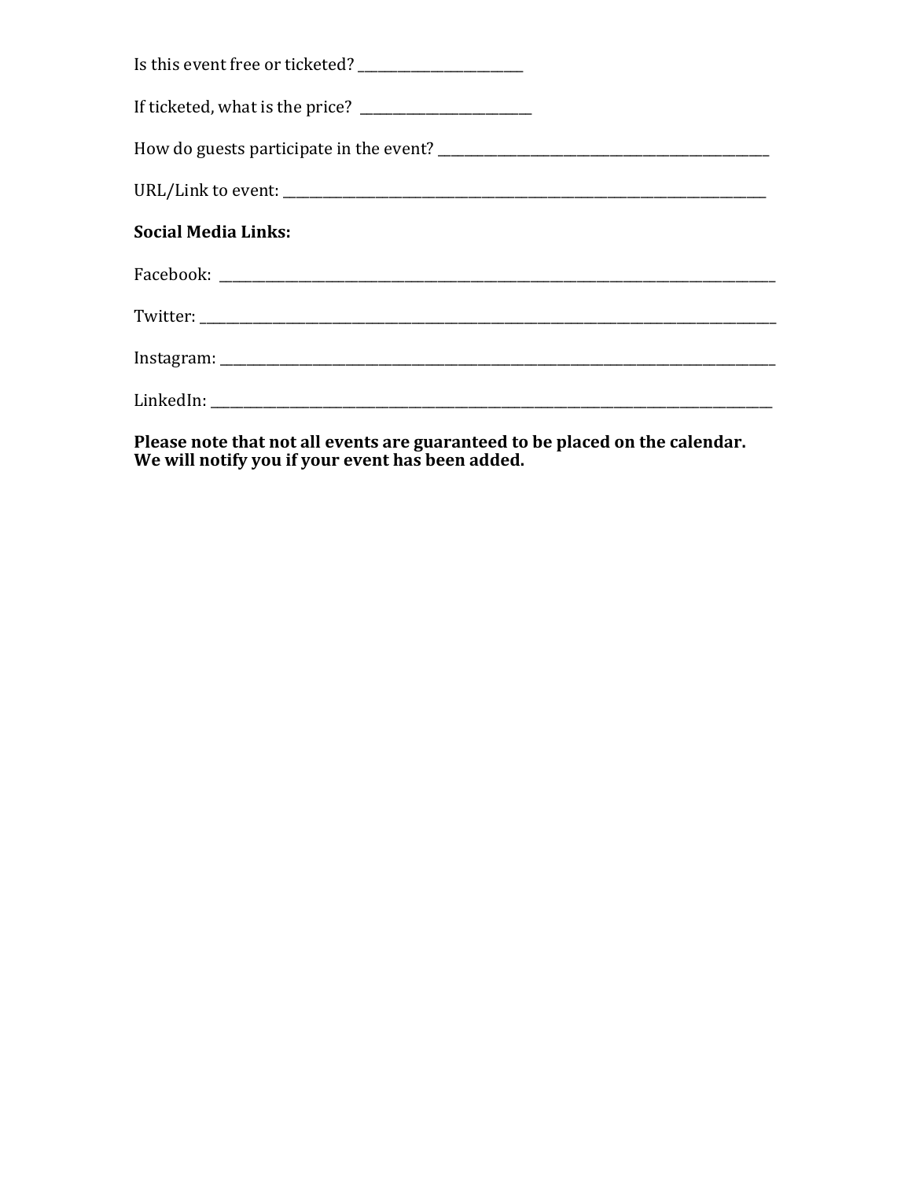Is this event free or ticketed? ______________________

If ticketed, what is the price? ______________________

How do guests participate in the event? ______________________________________________

URL/Link to event: ______________________________________________________________________

**Social Media Links:**

Facebook: ______________________________________________________________________________

Twitter: _______________________________________________________________________________

Instagram: _____________________________________________________________________________

LinkedIn: ______________________________________________________________________________

**Please note that not all events are guaranteed to be placed on the calendar. We will notify you if your event has been added.**